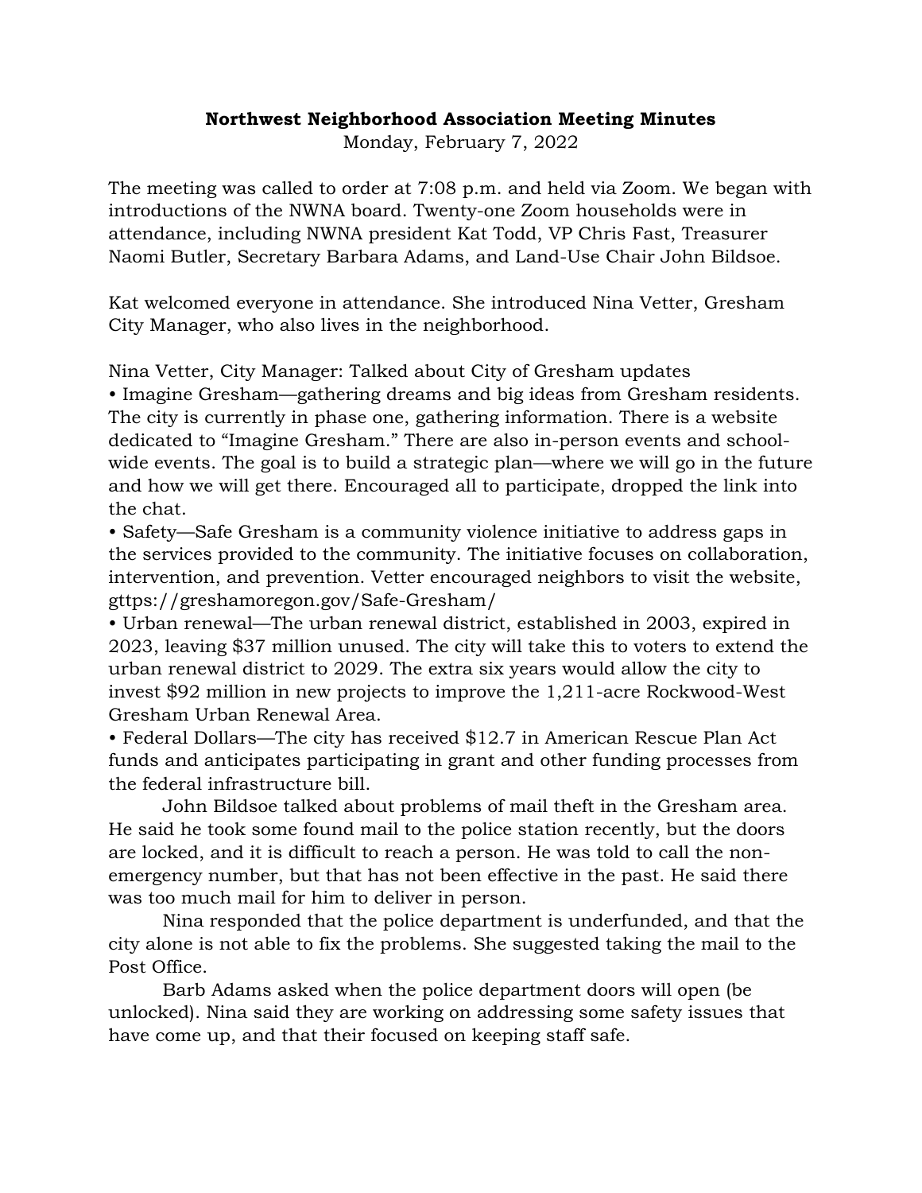**Northwest Neighborhood Association Meeting Minutes**

Monday, February 7, 2022

The meeting was called to order at 7:08 p.m. and held via Zoom. We began with introductions of the NWNA board. Twenty-one Zoom households were in attendance, including NWNA president Kat Todd, VP Chris Fast, Treasurer Naomi Butler, Secretary Barbara Adams, and Land-Use Chair John Bildsoe.

Kat welcomed everyone in attendance. She introduced Nina Vetter, Gresham City Manager, who also lives in the neighborhood.

Nina Vetter, City Manager: Talked about City of Gresham updates

• Imagine Gresham—gathering dreams and big ideas from Gresham residents. The city is currently in phase one, gathering information. There is a website dedicated to "Imagine Gresham." There are also in-person events and school-wide events. The goal is to build a strategic plan—where we will go in the future and how we will get there. Encouraged all to participate, dropped the link into the chat.

• Safety—Safe Gresham is a community violence initiative to address gaps in the services provided to the community. The initiative focuses on collaboration, intervention, and prevention. Vetter encouraged neighbors to visit the website, gttps://greshamoregon.gov/Safe-Gresham/

• Urban renewal—The urban renewal district, established in 2003, expired in 2023, leaving $37 million unused. The city will take this to voters to extend the urban renewal district to 2029. The extra six years would allow the city to invest $92 million in new projects to improve the 1,211-acre Rockwood-West Gresham Urban Renewal Area.

• Federal Dollars—The city has received $12.7 in American Rescue Plan Act funds and anticipates participating in grant and other funding processes from the federal infrastructure bill.

John Bildsoe talked about problems of mail theft in the Gresham area. He said he took some found mail to the police station recently, but the doors are locked, and it is difficult to reach a person. He was told to call the non-emergency number, but that has not been effective in the past. He said there was too much mail for him to deliver in person.

Nina responded that the police department is underfunded, and that the city alone is not able to fix the problems. She suggested taking the mail to the Post Office.

Barb Adams asked when the police department doors will open (be unlocked). Nina said they are working on addressing some safety issues that have come up, and that their focused on keeping staff safe.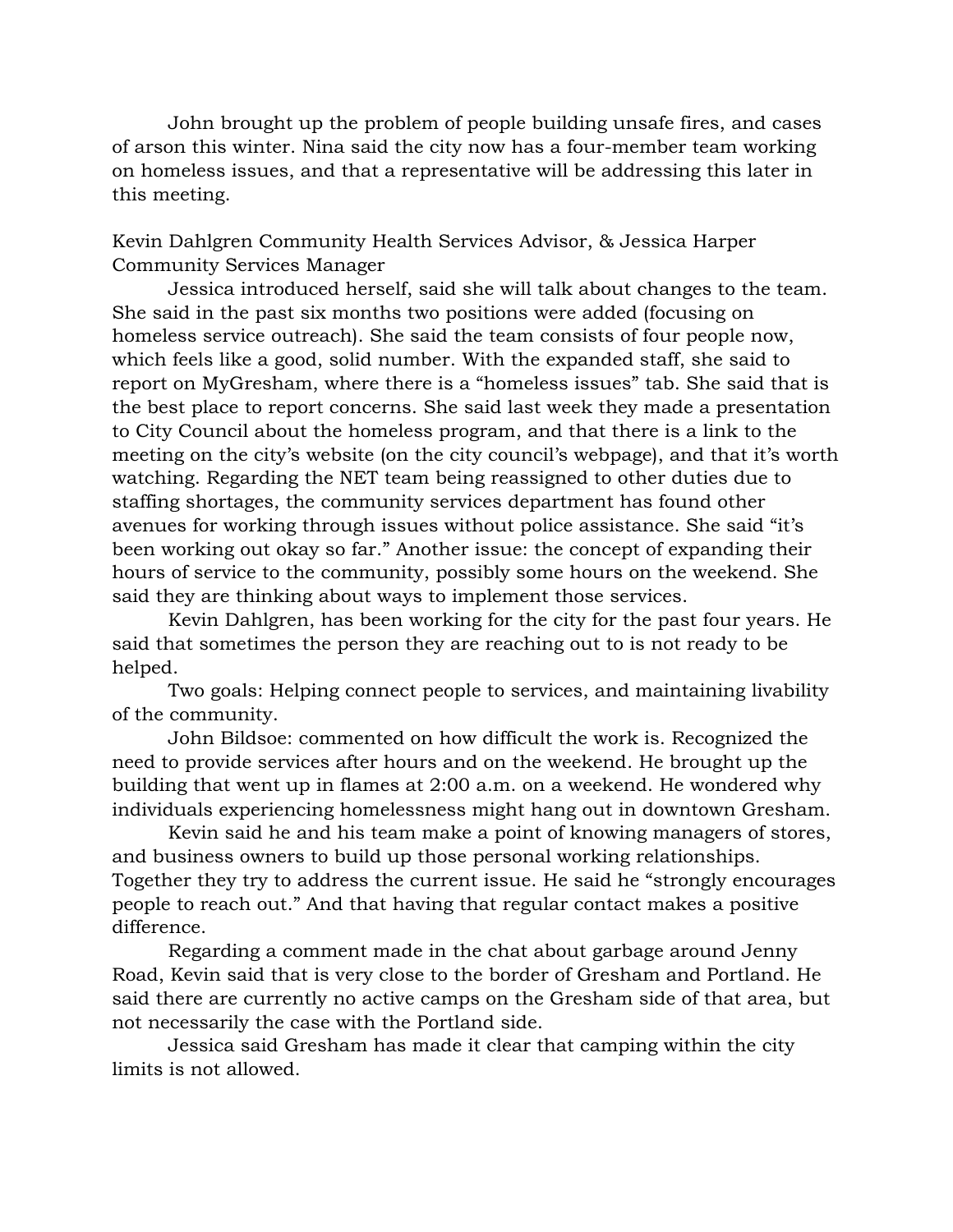John brought up the problem of people building unsafe fires, and cases of arson this winter. Nina said the city now has a four-member team working on homeless issues, and that a representative will be addressing this later in this meeting.

Kevin Dahlgren Community Health Services Advisor, & Jessica Harper Community Services Manager

Jessica introduced herself, said she will talk about changes to the team. She said in the past six months two positions were added (focusing on homeless service outreach). She said the team consists of four people now, which feels like a good, solid number. With the expanded staff, she said to report on MyGresham, where there is a "homeless issues" tab. She said that is the best place to report concerns. She said last week they made a presentation to City Council about the homeless program, and that there is a link to the meeting on the city's website (on the city council's webpage), and that it's worth watching. Regarding the NET team being reassigned to other duties due to staffing shortages, the community services department has found other avenues for working through issues without police assistance. She said "it's been working out okay so far." Another issue: the concept of expanding their hours of service to the community, possibly some hours on the weekend. She said they are thinking about ways to implement those services.

Kevin Dahlgren, has been working for the city for the past four years. He said that sometimes the person they are reaching out to is not ready to be helped.

Two goals: Helping connect people to services, and maintaining livability of the community.

John Bildsoe: commented on how difficult the work is. Recognized the need to provide services after hours and on the weekend. He brought up the building that went up in flames at 2:00 a.m. on a weekend. He wondered why individuals experiencing homelessness might hang out in downtown Gresham.

Kevin said he and his team make a point of knowing managers of stores, and business owners to build up those personal working relationships. Together they try to address the current issue. He said he "strongly encourages people to reach out." And that having that regular contact makes a positive difference.

Regarding a comment made in the chat about garbage around Jenny Road, Kevin said that is very close to the border of Gresham and Portland. He said there are currently no active camps on the Gresham side of that area, but not necessarily the case with the Portland side.

Jessica said Gresham has made it clear that camping within the city limits is not allowed.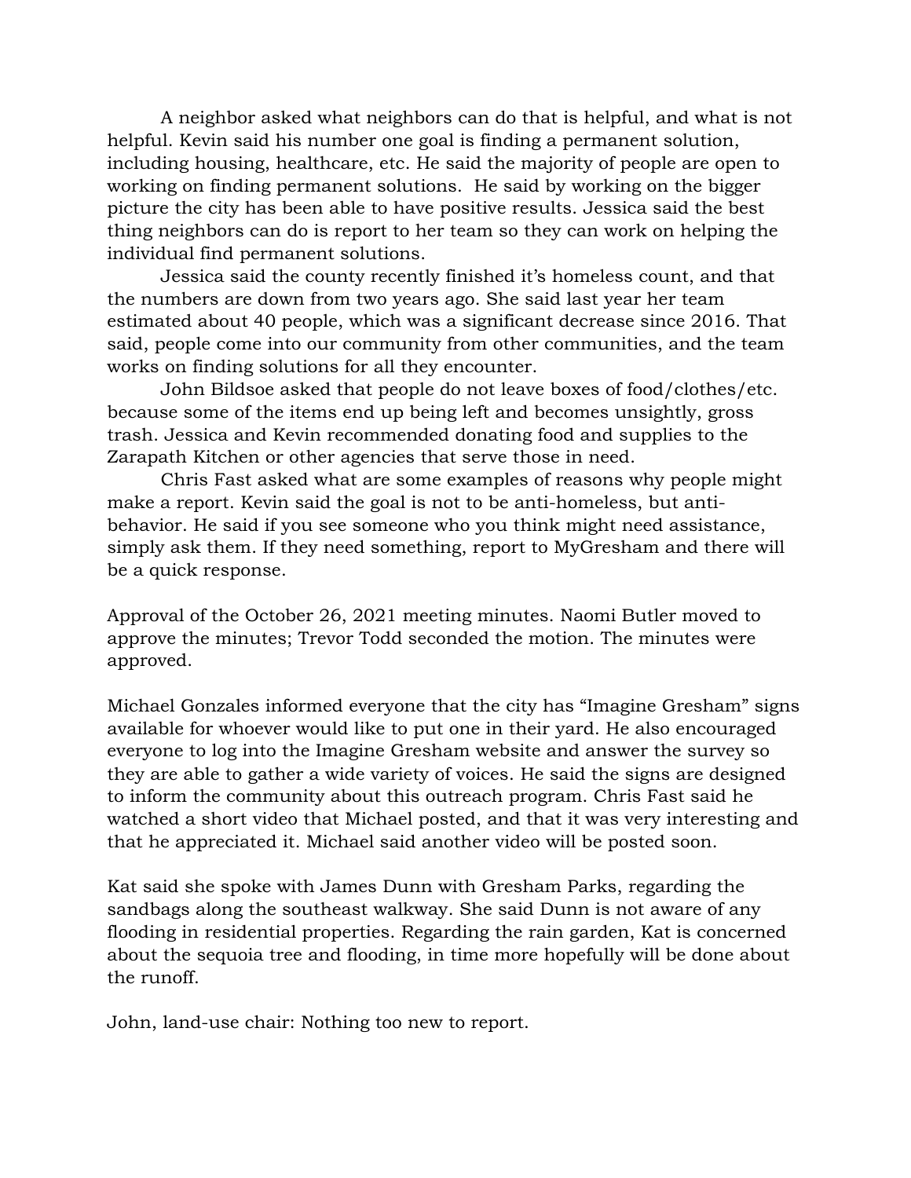A neighbor asked what neighbors can do that is helpful, and what is not helpful. Kevin said his number one goal is finding a permanent solution, including housing, healthcare, etc. He said the majority of people are open to working on finding permanent solutions. He said by working on the bigger picture the city has been able to have positive results. Jessica said the best thing neighbors can do is report to her team so they can work on helping the individual find permanent solutions.

Jessica said the county recently finished it's homeless count, and that the numbers are down from two years ago. She said last year her team estimated about 40 people, which was a significant decrease since 2016. That said, people come into our community from other communities, and the team works on finding solutions for all they encounter.

John Bildsoe asked that people do not leave boxes of food/clothes/etc. because some of the items end up being left and becomes unsightly, gross trash. Jessica and Kevin recommended donating food and supplies to the Zarapath Kitchen or other agencies that serve those in need.

Chris Fast asked what are some examples of reasons why people might make a report. Kevin said the goal is not to be anti-homeless, but anti-behavior. He said if you see someone who you think might need assistance, simply ask them. If they need something, report to MyGresham and there will be a quick response.

Approval of the October 26, 2021 meeting minutes. Naomi Butler moved to approve the minutes; Trevor Todd seconded the motion. The minutes were approved.

Michael Gonzales informed everyone that the city has "Imagine Gresham" signs available for whoever would like to put one in their yard. He also encouraged everyone to log into the Imagine Gresham website and answer the survey so they are able to gather a wide variety of voices. He said the signs are designed to inform the community about this outreach program. Chris Fast said he watched a short video that Michael posted, and that it was very interesting and that he appreciated it. Michael said another video will be posted soon.

Kat said she spoke with James Dunn with Gresham Parks, regarding the sandbags along the southeast walkway. She said Dunn is not aware of any flooding in residential properties. Regarding the rain garden, Kat is concerned about the sequoia tree and flooding, in time more hopefully will be done about the runoff.

John, land-use chair: Nothing too new to report.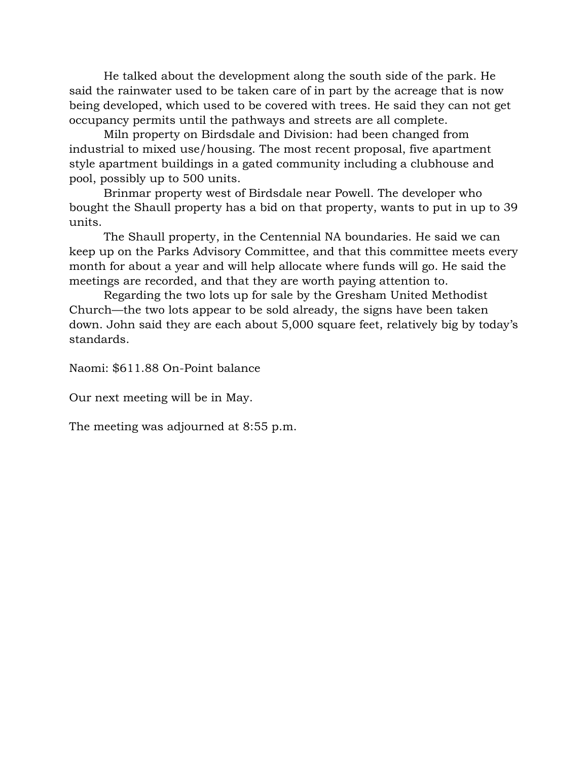He talked about the development along the south side of the park. He said the rainwater used to be taken care of in part by the acreage that is now being developed, which used to be covered with trees. He said they can not get occupancy permits until the pathways and streets are all complete.

Miln property on Birdsdale and Division: had been changed from industrial to mixed use/housing. The most recent proposal, five apartment style apartment buildings in a gated community including a clubhouse and pool, possibly up to 500 units.

Brinmar property west of Birdsdale near Powell. The developer who bought the Shaull property has a bid on that property, wants to put in up to 39 units.

The Shaull property, in the Centennial NA boundaries. He said we can keep up on the Parks Advisory Committee, and that this committee meets every month for about a year and will help allocate where funds will go. He said the meetings are recorded, and that they are worth paying attention to.

Regarding the two lots up for sale by the Gresham United Methodist Church—the two lots appear to be sold already, the signs have been taken down. John said they are each about 5,000 square feet, relatively big by today's standards.

Naomi: $611.88 On-Point balance

Our next meeting will be in May.

The meeting was adjourned at 8:55 p.m.